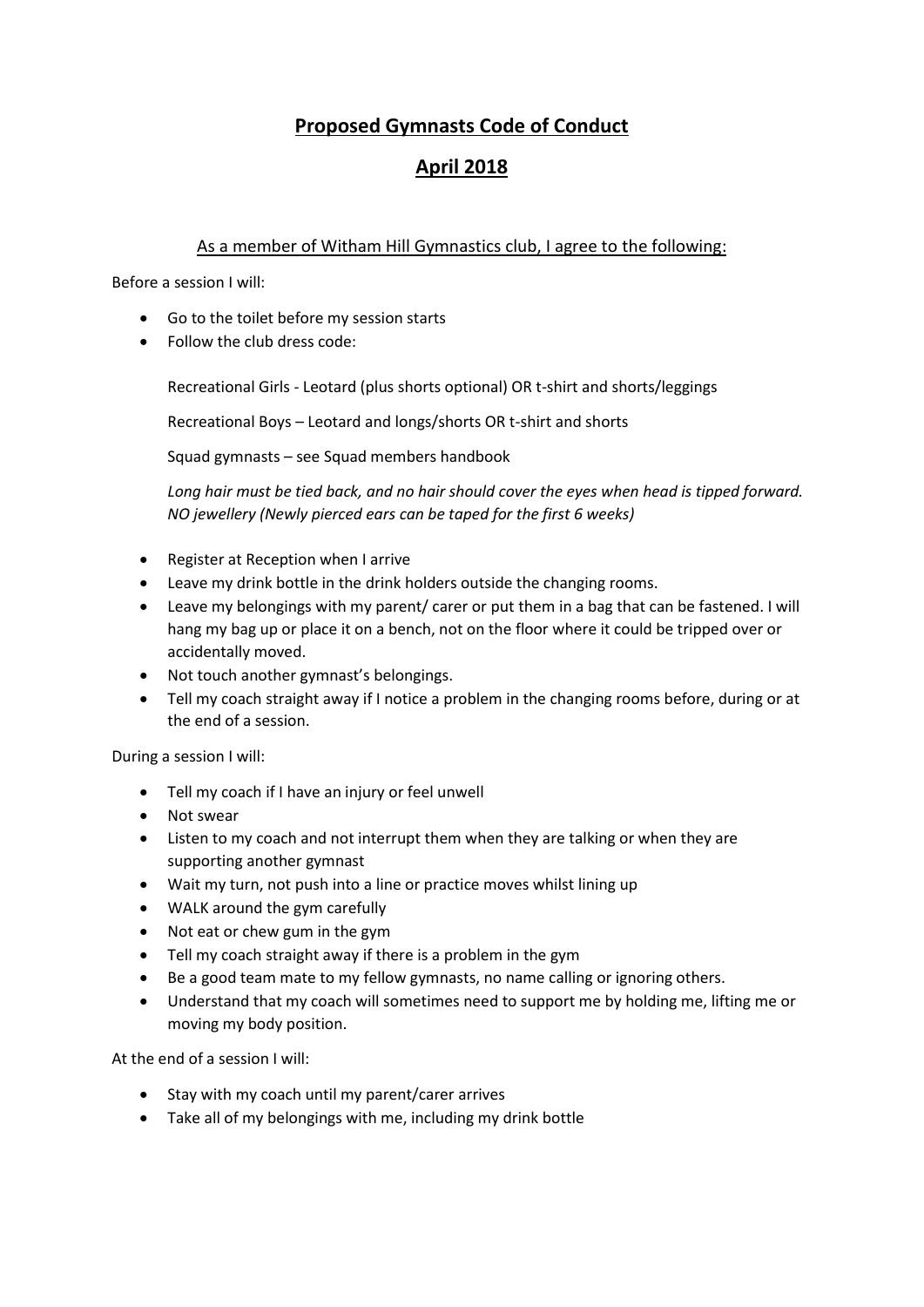# **Proposed Gymnasts Code of Conduct**

## **April 2018**

As a member of Witham Hill Gymnastics club, I agree to the following:

Before a session I will:

- Go to the toilet before my session starts
- Follow the club dress code:

  Recreational Girls - Leotard (plus shorts optional) OR t-shirt and shorts/leggings

  Recreational Boys – Leotard and longs/shorts OR t-shirt and shorts

  Squad gymnasts – see Squad members handbook

  *Long hair must be tied back, and no hair should cover the eyes when head is tipped forward. NO jewellery (Newly pierced ears can be taped for the first 6 weeks)*

- Register at Reception when I arrive
- Leave my drink bottle in the drink holders outside the changing rooms.
- Leave my belongings with my parent/ carer or put them in a bag that can be fastened. I will hang my bag up or place it on a bench, not on the floor where it could be tripped over or accidentally moved.
- Not touch another gymnast's belongings.
- Tell my coach straight away if I notice a problem in the changing rooms before, during or at the end of a session.

During a session I will:

- Tell my coach if I have an injury or feel unwell
- Not swear
- Listen to my coach and not interrupt them when they are talking or when they are supporting another gymnast
- Wait my turn, not push into a line or practice moves whilst lining up
- WALK around the gym carefully
- Not eat or chew gum in the gym
- Tell my coach straight away if there is a problem in the gym
- Be a good team mate to my fellow gymnasts, no name calling or ignoring others.
- Understand that my coach will sometimes need to support me by holding me, lifting me or moving my body position.

At the end of a session I will:

- Stay with my coach until my parent/carer arrives
- Take all of my belongings with me, including my drink bottle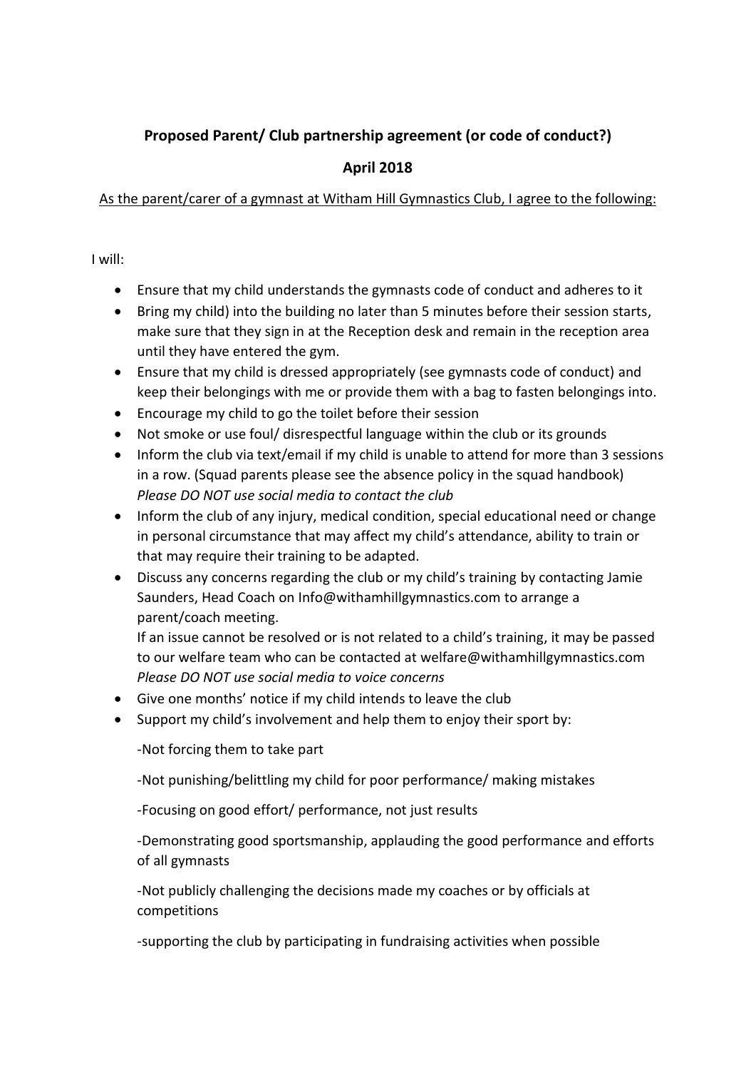**Proposed Parent/ Club partnership agreement (or code of conduct?)**

**April 2018**

<u>As the parent/carer of a gymnast at Witham Hill Gymnastics Club, I agree to the following:</u>

I will:

- Ensure that my child understands the gymnasts code of conduct and adheres to it
- Bring my child) into the building no later than 5 minutes before their session starts, make sure that they sign in at the Reception desk and remain in the reception area until they have entered the gym.
- Ensure that my child is dressed appropriately (see gymnasts code of conduct) and keep their belongings with me or provide them with a bag to fasten belongings into.
- Encourage my child to go the toilet before their session
- Not smoke or use foul/ disrespectful language within the club or its grounds
- Inform the club via text/email if my child is unable to attend for more than 3 sessions in a row. (Squad parents please see the absence policy in the squad handbook) *Please DO NOT use social media to contact the club*
- Inform the club of any injury, medical condition, special educational need or change in personal circumstance that may affect my child's attendance, ability to train or that may require their training to be adapted.
- Discuss any concerns regarding the club or my child's training by contacting Jamie Saunders, Head Coach on Info@withamhillgymnastics.com to arrange a parent/coach meeting.
  If an issue cannot be resolved or is not related to a child's training, it may be passed to our welfare team who can be contacted at welfare@withamhillgymnastics.com
  *Please DO NOT use social media to voice concerns*
- Give one months' notice if my child intends to leave the club
- Support my child's involvement and help them to enjoy their sport by:

  -Not forcing them to take part

  -Not punishing/belittling my child for poor performance/ making mistakes

  -Focusing on good effort/ performance, not just results

  -Demonstrating good sportsmanship, applauding the good performance and efforts of all gymnasts

  -Not publicly challenging the decisions made my coaches or by officials at competitions

  -supporting the club by participating in fundraising activities when possible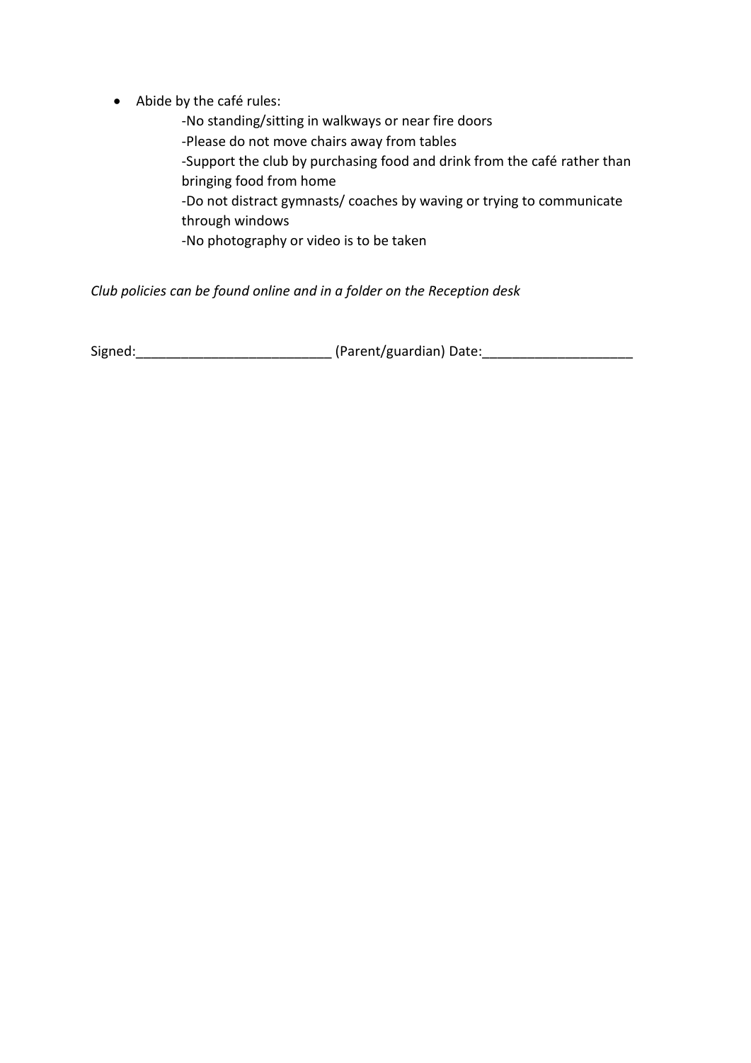- Abide by the café rules:
    - -No standing/sitting in walkways or near fire doors
    - -Please do not move chairs away from tables
    - -Support the club by purchasing food and drink from the café rather than bringing food from home
    - -Do not distract gymnasts/ coaches by waving or trying to communicate through windows
    - -No photography or video is to be taken

*Club policies can be found online and in a folder on the Reception desk*

Signed:__________________________ (Parent/guardian) Date:____________________